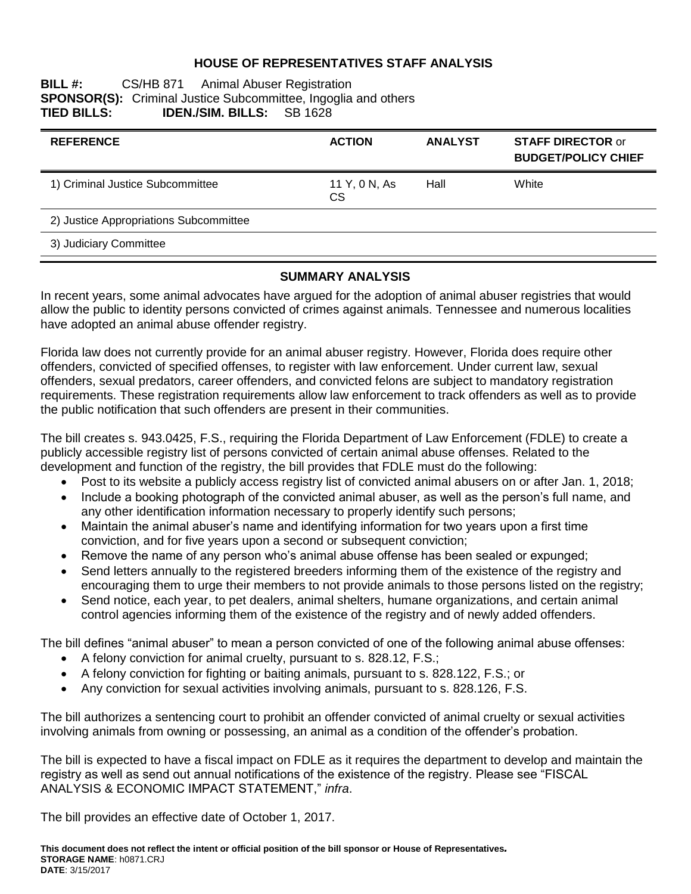# HOUSE OF REPRESENTATIVES STAFF ANALYSIS

**BILL #:** CS/HB 871 Animal Abuser Registration
**SPONSOR(S):** Criminal Justice Subcommittee, Ingoglia and others
**TIED BILLS:** **IDEN./SIM. BILLS:** SB 1628

| REFERENCE | ACTION | ANALYST | STAFF DIRECTOR or BUDGET/POLICY CHIEF |
|---|---|---|---|
| 1) Criminal Justice Subcommittee | 11 Y, 0 N, As CS | Hall | White |
| 2) Justice Appropriations Subcommittee | | | |
| 3) Judiciary Committee | | | |

## SUMMARY ANALYSIS

In recent years, some animal advocates have argued for the adoption of animal abuser registries that would allow the public to identity persons convicted of crimes against animals. Tennessee and numerous localities have adopted an animal abuse offender registry.

Florida law does not currently provide for an animal abuser registry. However, Florida does require other offenders, convicted of specified offenses, to register with law enforcement. Under current law, sexual offenders, sexual predators, career offenders, and convicted felons are subject to mandatory registration requirements. These registration requirements allow law enforcement to track offenders as well as to provide the public notification that such offenders are present in their communities.

The bill creates s. 943.0425, F.S., requiring the Florida Department of Law Enforcement (FDLE) to create a publicly accessible registry list of persons convicted of certain animal abuse offenses. Related to the development and function of the registry, the bill provides that FDLE must do the following:

- Post to its website a publicly access registry list of convicted animal abusers on or after Jan. 1, 2018;
- Include a booking photograph of the convicted animal abuser, as well as the person's full name, and any other identification information necessary to properly identify such persons;
- Maintain the animal abuser's name and identifying information for two years upon a first time conviction, and for five years upon a second or subsequent conviction;
- Remove the name of any person who's animal abuse offense has been sealed or expunged;
- Send letters annually to the registered breeders informing them of the existence of the registry and encouraging them to urge their members to not provide animals to those persons listed on the registry;
- Send notice, each year, to pet dealers, animal shelters, humane organizations, and certain animal control agencies informing them of the existence of the registry and of newly added offenders.

The bill defines "animal abuser" to mean a person convicted of one of the following animal abuse offenses:

- A felony conviction for animal cruelty, pursuant to s. 828.12, F.S.;
- A felony conviction for fighting or baiting animals, pursuant to s. 828.122, F.S.; or
- Any conviction for sexual activities involving animals, pursuant to s. 828.126, F.S.

The bill authorizes a sentencing court to prohibit an offender convicted of animal cruelty or sexual activities involving animals from owning or possessing, an animal as a condition of the offender's probation.

The bill is expected to have a fiscal impact on FDLE as it requires the department to develop and maintain the registry as well as send out annual notifications of the existence of the registry. Please see "FISCAL ANALYSIS & ECONOMIC IMPACT STATEMENT," *infra*.

The bill provides an effective date of October 1, 2017.

**This document does not reflect the intent or official position of the bill sponsor or House of Representatives.**
**STORAGE NAME**: h0871.CRJ
**DATE**: 3/15/2017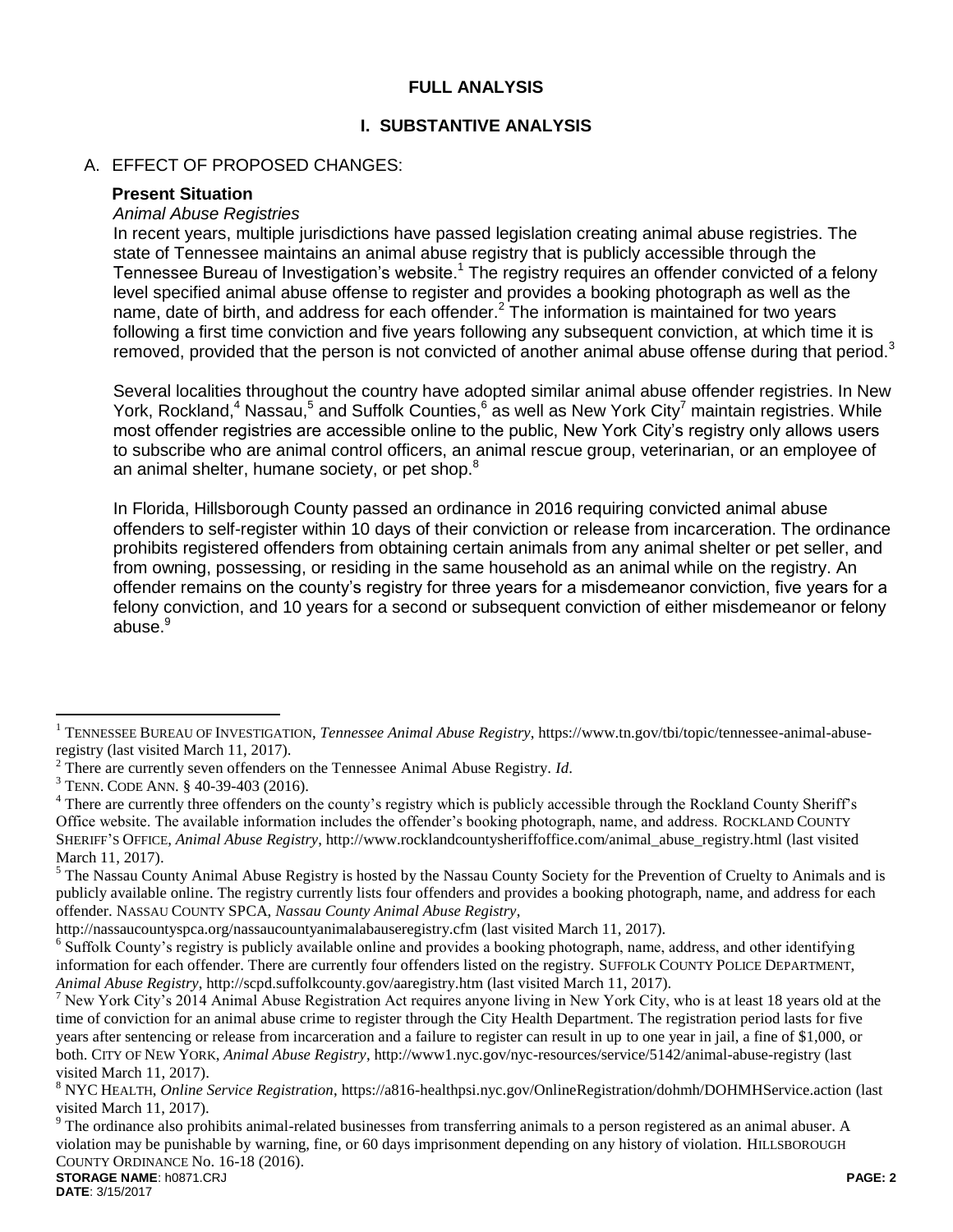## FULL ANALYSIS

### I. SUBSTANTIVE ANALYSIS

A. EFFECT OF PROPOSED CHANGES:

**Present Situation**

*Animal Abuse Registries*

In recent years, multiple jurisdictions have passed legislation creating animal abuse registries. The state of Tennessee maintains an animal abuse registry that is publicly accessible through the Tennessee Bureau of Investigation's website.[1] The registry requires an offender convicted of a felony level specified animal abuse offense to register and provides a booking photograph as well as the name, date of birth, and address for each offender.[2] The information is maintained for two years following a first time conviction and five years following any subsequent conviction, at which time it is removed, provided that the person is not convicted of another animal abuse offense during that period.[3]

Several localities throughout the country have adopted similar animal abuse offender registries. In New York, Rockland,[4] Nassau,[5] and Suffolk Counties,[6] as well as New York City[7] maintain registries. While most offender registries are accessible online to the public, New York City's registry only allows users to subscribe who are animal control officers, an animal rescue group, veterinarian, or an employee of an animal shelter, humane society, or pet shop.[8]

In Florida, Hillsborough County passed an ordinance in 2016 requiring convicted animal abuse offenders to self-register within 10 days of their conviction or release from incarceration. The ordinance prohibits registered offenders from obtaining certain animals from any animal shelter or pet seller, and from owning, possessing, or residing in the same household as an animal while on the registry. An offender remains on the county's registry for three years for a misdemeanor conviction, five years for a felony conviction, and 10 years for a second or subsequent conviction of either misdemeanor or felony abuse.[9]

---

[1] TENNESSEE BUREAU OF INVESTIGATION, *Tennessee Animal Abuse Registry*, https://www.tn.gov/tbi/topic/tennessee-animal-abuse-registry (last visited March 11, 2017).

[2] There are currently seven offenders on the Tennessee Animal Abuse Registry. *Id*.

[3] TENN. CODE ANN. § 40-39-403 (2016).

[4] There are currently three offenders on the county's registry which is publicly accessible through the Rockland County Sheriff's Office website. The available information includes the offender's booking photograph, name, and address. ROCKLAND COUNTY SHERIFF'S OFFICE, *Animal Abuse Registry*, http://www.rocklandcountysheriffoffice.com/animal_abuse_registry.html (last visited March 11, 2017).

[5] The Nassau County Animal Abuse Registry is hosted by the Nassau County Society for the Prevention of Cruelty to Animals and is publicly available online. The registry currently lists four offenders and provides a booking photograph, name, and address for each offender. NASSAU COUNTY SPCA, *Nassau County Animal Abuse Registry*, http://nassaucountyspca.org/nassaucountyanimalabauseregistry.cfm (last visited March 11, 2017).

[6] Suffolk County's registry is publicly available online and provides a booking photograph, name, address, and other identifying information for each offender. There are currently four offenders listed on the registry. SUFFOLK COUNTY POLICE DEPARTMENT, *Animal Abuse Registry*, http://scpd.suffolkcounty.gov/aaregistry.htm (last visited March 11, 2017).

[7] New York City's 2014 Animal Abuse Registration Act requires anyone living in New York City, who is at least 18 years old at the time of conviction for an animal abuse crime to register through the City Health Department. The registration period lasts for five years after sentencing or release from incarceration and a failure to register can result in up to one year in jail, a fine of $1,000, or both. CITY OF NEW YORK, *Animal Abuse Registry*, http://www1.nyc.gov/nyc-resources/service/5142/animal-abuse-registry (last visited March 11, 2017).

[8] NYC HEALTH, *Online Service Registration*, https://a816-healthpsi.nyc.gov/OnlineRegistration/dohmh/DOHMHService.action (last visited March 11, 2017).

[9] The ordinance also prohibits animal-related businesses from transferring animals to a person registered as an animal abuser. A violation may be punishable by warning, fine, or 60 days imprisonment depending on any history of violation. HILLSBOROUGH COUNTY ORDINANCE No. 16-18 (2016).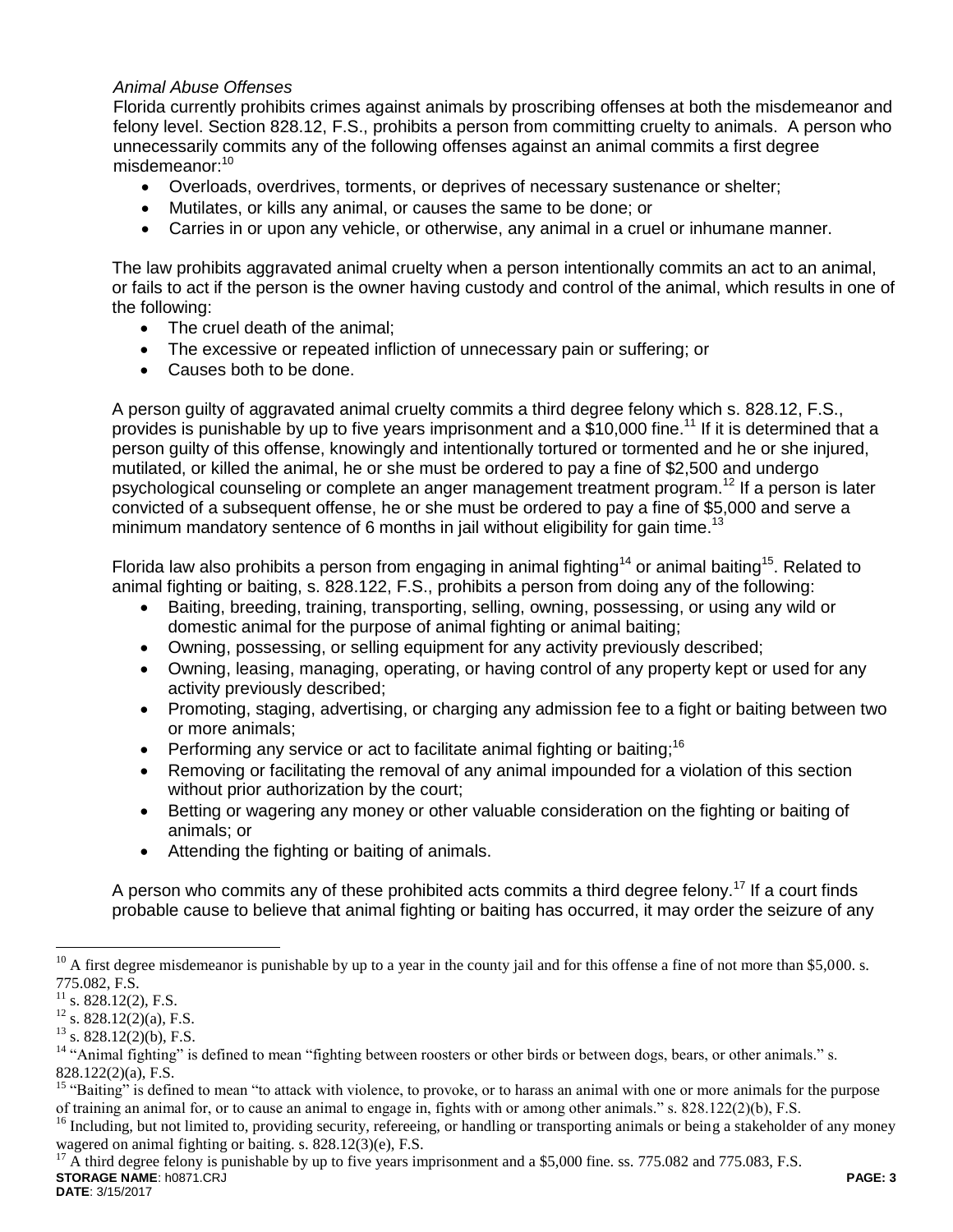*Animal Abuse Offenses*

Florida currently prohibits crimes against animals by proscribing offenses at both the misdemeanor and felony level. Section 828.12, F.S., prohibits a person from committing cruelty to animals. A person who unnecessarily commits any of the following offenses against an animal commits a first degree misdemeanor:[10]

- Overloads, overdrives, torments, or deprives of necessary sustenance or shelter;
- Mutilates, or kills any animal, or causes the same to be done; or
- Carries in or upon any vehicle, or otherwise, any animal in a cruel or inhumane manner.

The law prohibits aggravated animal cruelty when a person intentionally commits an act to an animal, or fails to act if the person is the owner having custody and control of the animal, which results in one of the following:

- The cruel death of the animal;
- The excessive or repeated infliction of unnecessary pain or suffering; or
- Causes both to be done.

A person guilty of aggravated animal cruelty commits a third degree felony which s. 828.12, F.S., provides is punishable by up to five years imprisonment and a $10,000 fine.[11] If it is determined that a person guilty of this offense, knowingly and intentionally tortured or tormented and he or she injured, mutilated, or killed the animal, he or she must be ordered to pay a fine of $2,500 and undergo psychological counseling or complete an anger management treatment program.[12] If a person is later convicted of a subsequent offense, he or she must be ordered to pay a fine of $5,000 and serve a minimum mandatory sentence of 6 months in jail without eligibility for gain time.[13]

Florida law also prohibits a person from engaging in animal fighting[14] or animal baiting[15]. Related to animal fighting or baiting, s. 828.122, F.S., prohibits a person from doing any of the following:

- Baiting, breeding, training, transporting, selling, owning, possessing, or using any wild or domestic animal for the purpose of animal fighting or animal baiting;
- Owning, possessing, or selling equipment for any activity previously described;
- Owning, leasing, managing, operating, or having control of any property kept or used for any activity previously described;
- Promoting, staging, advertising, or charging any admission fee to a fight or baiting between two or more animals;
- Performing any service or act to facilitate animal fighting or baiting;[16]
- Removing or facilitating the removal of any animal impounded for a violation of this section without prior authorization by the court;
- Betting or wagering any money or other valuable consideration on the fighting or baiting of animals; or
- Attending the fighting or baiting of animals.

A person who commits any of these prohibited acts commits a third degree felony.[17] If a court finds probable cause to believe that animal fighting or baiting has occurred, it may order the seizure of any

---

[10] A first degree misdemeanor is punishable by up to a year in the county jail and for this offense a fine of not more than $5,000. s. 775.082, F.S.

[11] s. 828.12(2), F.S.

[12] s. 828.12(2)(a), F.S.

[13] s. 828.12(2)(b), F.S.

[14] "Animal fighting" is defined to mean "fighting between roosters or other birds or between dogs, bears, or other animals." s. 828.122(2)(a), F.S.

[15] "Baiting" is defined to mean "to attack with violence, to provoke, or to harass an animal with one or more animals for the purpose of training an animal for, or to cause an animal to engage in, fights with or among other animals." s. 828.122(2)(b), F.S.

[16] Including, but not limited to, providing security, refereeing, or handling or transporting animals or being a stakeholder of any money wagered on animal fighting or baiting. s. 828.12(3)(e), F.S.

[17] A third degree felony is punishable by up to five years imprisonment and a $5,000 fine. ss. 775.082 and 775.083, F.S.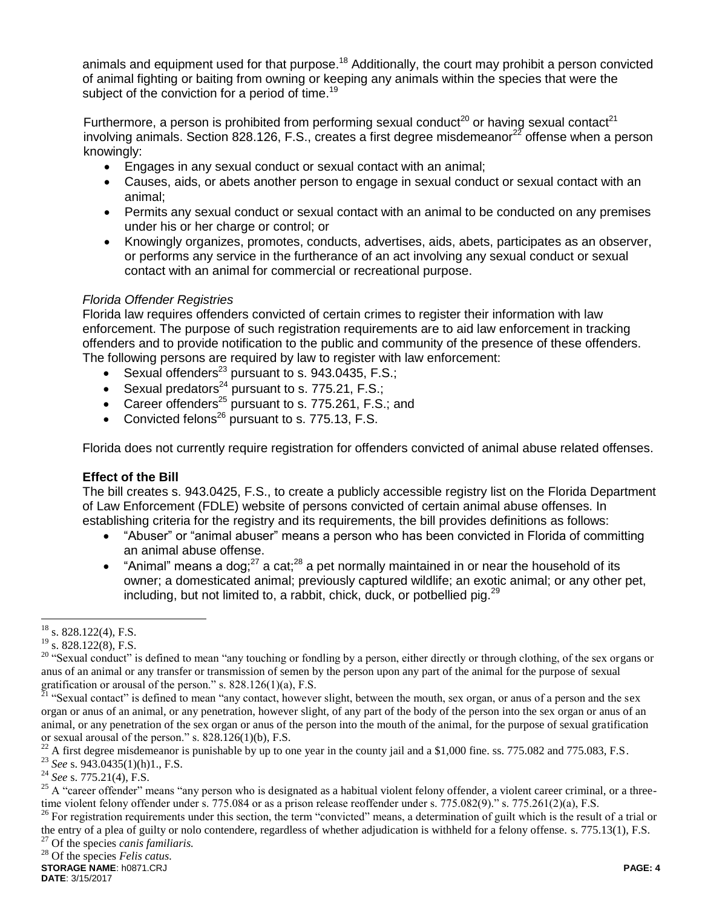animals and equipment used for that purpose.[18] Additionally, the court may prohibit a person convicted of animal fighting or baiting from owning or keeping any animals within the species that were the subject of the conviction for a period of time.[19]

Furthermore, a person is prohibited from performing sexual conduct[20] or having sexual contact[21] involving animals. Section 828.126, F.S., creates a first degree misdemeanor[22] offense when a person knowingly:

- Engages in any sexual conduct or sexual contact with an animal;
- Causes, aids, or abets another person to engage in sexual conduct or sexual contact with an animal;
- Permits any sexual conduct or sexual contact with an animal to be conducted on any premises under his or her charge or control; or
- Knowingly organizes, promotes, conducts, advertises, aids, abets, participates as an observer, or performs any service in the furtherance of an act involving any sexual conduct or sexual contact with an animal for commercial or recreational purpose.

*Florida Offender Registries*

Florida law requires offenders convicted of certain crimes to register their information with law enforcement. The purpose of such registration requirements are to aid law enforcement in tracking offenders and to provide notification to the public and community of the presence of these offenders. The following persons are required by law to register with law enforcement:

- Sexual offenders[23] pursuant to s. 943.0435, F.S.;
- Sexual predators[24] pursuant to s. 775.21, F.S.;
- Career offenders[25] pursuant to s. 775.261, F.S.; and
- Convicted felons[26] pursuant to s. 775.13, F.S.

Florida does not currently require registration for offenders convicted of animal abuse related offenses.

### Effect of the Bill

The bill creates s. 943.0425, F.S., to create a publicly accessible registry list on the Florida Department of Law Enforcement (FDLE) website of persons convicted of certain animal abuse offenses. In establishing criteria for the registry and its requirements, the bill provides definitions as follows:

- "Abuser" or "animal abuser" means a person who has been convicted in Florida of committing an animal abuse offense.
- "Animal" means a dog;[27] a cat;[28] a pet normally maintained in or near the household of its owner; a domesticated animal; previously captured wildlife; an exotic animal; or any other pet, including, but not limited to, a rabbit, chick, duck, or potbellied pig.[29]

---

[18] s. 828.122(4), F.S.

[19] s. 828.122(8), F.S.

[20] "Sexual conduct" is defined to mean "any touching or fondling by a person, either directly or through clothing, of the sex organs or anus of an animal or any transfer or transmission of semen by the person upon any part of the animal for the purpose of sexual gratification or arousal of the person." s. 828.126(1)(a), F.S.

[21] "Sexual contact" is defined to mean "any contact, however slight, between the mouth, sex organ, or anus of a person and the sex organ or anus of an animal, or any penetration, however slight, of any part of the body of the person into the sex organ or anus of an animal, or any penetration of the sex organ or anus of the person into the mouth of the animal, for the purpose of sexual gratification or sexual arousal of the person." s. 828.126(1)(b), F.S.

[22] A first degree misdemeanor is punishable by up to one year in the county jail and a $1,000 fine. ss. 775.082 and 775.083, F.S.

[23] *See* s. 943.0435(1)(h)1., F.S.

[24] *See* s. 775.21(4), F.S.

[25] A "career offender" means "any person who is designated as a habitual violent felony offender, a violent career criminal, or a three-time violent felony offender under s. 775.084 or as a prison release reoffender under s. 775.082(9)." s. 775.261(2)(a), F.S.

[26] For registration requirements under this section, the term "convicted" means, a determination of guilt which is the result of a trial or the entry of a plea of guilty or nolo contendere, regardless of whether adjudication is withheld for a felony offense. s. 775.13(1), F.S.

[27] Of the species *canis familiaris.*

[28] Of the species *Felis catus.*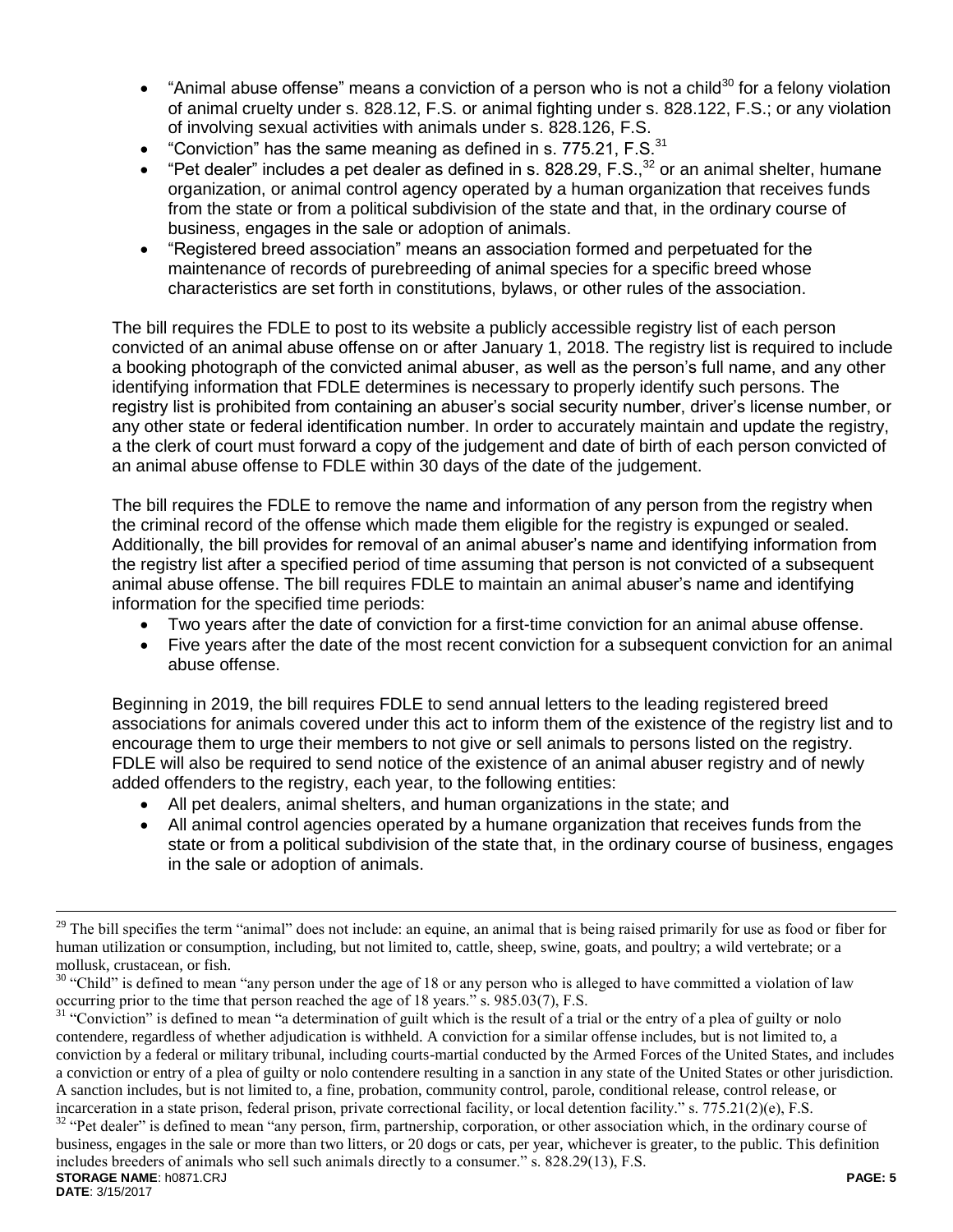- "Animal abuse offense" means a conviction of a person who is not a child[30] for a felony violation of animal cruelty under s. 828.12, F.S. or animal fighting under s. 828.122, F.S.; or any violation of involving sexual activities with animals under s. 828.126, F.S.
- "Conviction" has the same meaning as defined in s. 775.21, F.S.[31]
- "Pet dealer" includes a pet dealer as defined in s. 828.29, F.S.,[32] or an animal shelter, humane organization, or animal control agency operated by a human organization that receives funds from the state or from a political subdivision of the state and that, in the ordinary course of business, engages in the sale or adoption of animals.
- "Registered breed association" means an association formed and perpetuated for the maintenance of records of purebreeding of animal species for a specific breed whose characteristics are set forth in constitutions, bylaws, or other rules of the association.

The bill requires the FDLE to post to its website a publicly accessible registry list of each person convicted of an animal abuse offense on or after January 1, 2018. The registry list is required to include a booking photograph of the convicted animal abuser, as well as the person's full name, and any other identifying information that FDLE determines is necessary to properly identify such persons. The registry list is prohibited from containing an abuser's social security number, driver's license number, or any other state or federal identification number. In order to accurately maintain and update the registry, a the clerk of court must forward a copy of the judgement and date of birth of each person convicted of an animal abuse offense to FDLE within 30 days of the date of the judgement.

The bill requires the FDLE to remove the name and information of any person from the registry when the criminal record of the offense which made them eligible for the registry is expunged or sealed. Additionally, the bill provides for removal of an animal abuser's name and identifying information from the registry list after a specified period of time assuming that person is not convicted of a subsequent animal abuse offense. The bill requires FDLE to maintain an animal abuser's name and identifying information for the specified time periods:

- Two years after the date of conviction for a first-time conviction for an animal abuse offense.
- Five years after the date of the most recent conviction for a subsequent conviction for an animal abuse offense.

Beginning in 2019, the bill requires FDLE to send annual letters to the leading registered breed associations for animals covered under this act to inform them of the existence of the registry list and to encourage them to urge their members to not give or sell animals to persons listed on the registry. FDLE will also be required to send notice of the existence of an animal abuser registry and of newly added offenders to the registry, each year, to the following entities:

- All pet dealers, animal shelters, and human organizations in the state; and
- All animal control agencies operated by a humane organization that receives funds from the state or from a political subdivision of the state that, in the ordinary course of business, engages in the sale or adoption of animals.

---

[29] The bill specifies the term "animal" does not include: an equine, an animal that is being raised primarily for use as food or fiber for human utilization or consumption, including, but not limited to, cattle, sheep, swine, goats, and poultry; a wild vertebrate; or a mollusk, crustacean, or fish.

[30] "Child" is defined to mean "any person under the age of 18 or any person who is alleged to have committed a violation of law occurring prior to the time that person reached the age of 18 years." s. 985.03(7), F.S.

[31] "Conviction" is defined to mean "a determination of guilt which is the result of a trial or the entry of a plea of guilty or nolo contendere, regardless of whether adjudication is withheld. A conviction for a similar offense includes, but is not limited to, a conviction by a federal or military tribunal, including courts-martial conducted by the Armed Forces of the United States, and includes a conviction or entry of a plea of guilty or nolo contendere resulting in a sanction in any state of the United States or other jurisdiction. A sanction includes, but is not limited to, a fine, probation, community control, parole, conditional release, control release, or incarceration in a state prison, federal prison, private correctional facility, or local detention facility." s. 775.21(2)(e), F.S.

[32] "Pet dealer" is defined to mean "any person, firm, partnership, corporation, or other association which, in the ordinary course of business, engages in the sale or more than two litters, or 20 dogs or cats, per year, whichever is greater, to the public. This definition includes breeders of animals who sell such animals directly to a consumer." s. 828.29(13), F.S.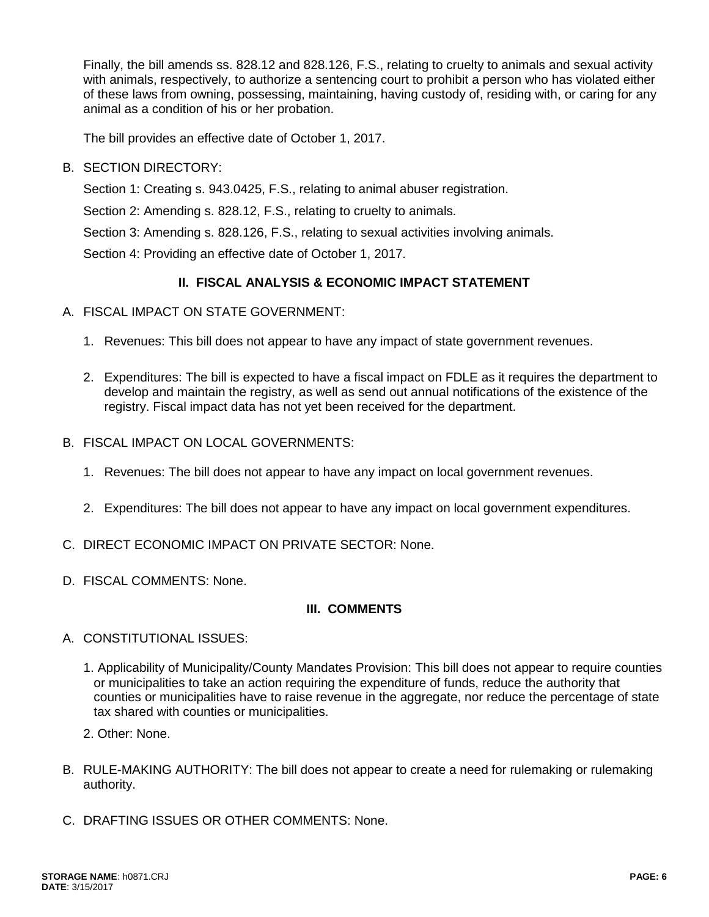Finally, the bill amends ss. 828.12 and 828.126, F.S., relating to cruelty to animals and sexual activity with animals, respectively, to authorize a sentencing court to prohibit a person who has violated either of these laws from owning, possessing, maintaining, having custody of, residing with, or caring for any animal as a condition of his or her probation.

The bill provides an effective date of October 1, 2017.

B. SECTION DIRECTORY:

Section 1: Creating s. 943.0425, F.S., relating to animal abuser registration.

Section 2: Amending s. 828.12, F.S., relating to cruelty to animals.

Section 3: Amending s. 828.126, F.S., relating to sexual activities involving animals.

Section 4: Providing an effective date of October 1, 2017.

## II. FISCAL ANALYSIS & ECONOMIC IMPACT STATEMENT

A. FISCAL IMPACT ON STATE GOVERNMENT:

1. Revenues: This bill does not appear to have any impact of state government revenues.

2. Expenditures: The bill is expected to have a fiscal impact on FDLE as it requires the department to develop and maintain the registry, as well as send out annual notifications of the existence of the registry. Fiscal impact data has not yet been received for the department.

B. FISCAL IMPACT ON LOCAL GOVERNMENTS:

1. Revenues: The bill does not appear to have any impact on local government revenues.

2. Expenditures: The bill does not appear to have any impact on local government expenditures.

C. DIRECT ECONOMIC IMPACT ON PRIVATE SECTOR: None.

D. FISCAL COMMENTS: None.

## III. COMMENTS

A. CONSTITUTIONAL ISSUES:

1. Applicability of Municipality/County Mandates Provision: This bill does not appear to require counties or municipalities to take an action requiring the expenditure of funds, reduce the authority that counties or municipalities have to raise revenue in the aggregate, nor reduce the percentage of state tax shared with counties or municipalities.

2. Other: None.

B. RULE-MAKING AUTHORITY: The bill does not appear to create a need for rulemaking or rulemaking authority.

C. DRAFTING ISSUES OR OTHER COMMENTS: None.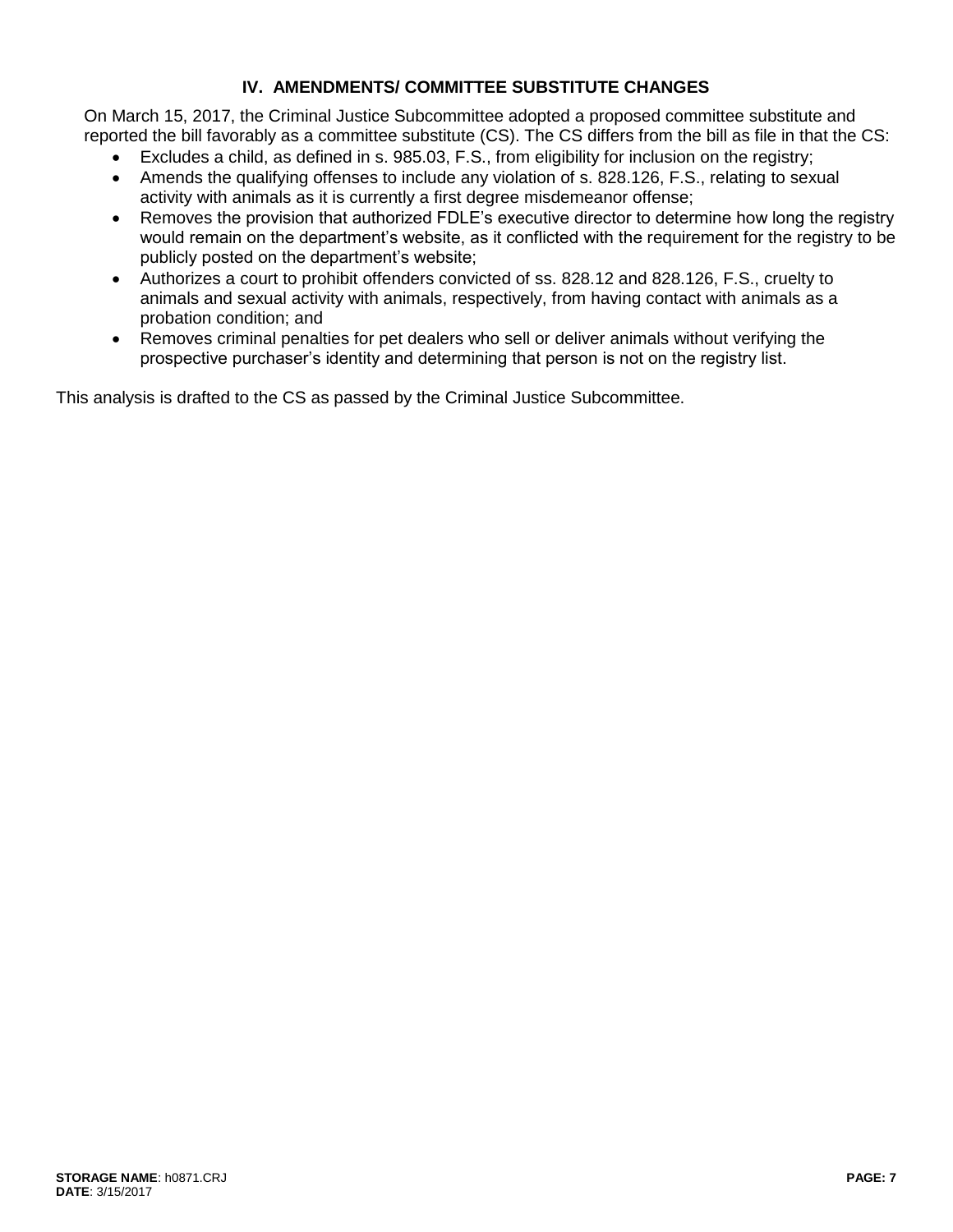## IV. AMENDMENTS/ COMMITTEE SUBSTITUTE CHANGES

On March 15, 2017, the Criminal Justice Subcommittee adopted a proposed committee substitute and reported the bill favorably as a committee substitute (CS). The CS differs from the bill as file in that the CS:

- Excludes a child, as defined in s. 985.03, F.S., from eligibility for inclusion on the registry;
- Amends the qualifying offenses to include any violation of s. 828.126, F.S., relating to sexual activity with animals as it is currently a first degree misdemeanor offense;
- Removes the provision that authorized FDLE's executive director to determine how long the registry would remain on the department's website, as it conflicted with the requirement for the registry to be publicly posted on the department's website;
- Authorizes a court to prohibit offenders convicted of ss. 828.12 and 828.126, F.S., cruelty to animals and sexual activity with animals, respectively, from having contact with animals as a probation condition; and
- Removes criminal penalties for pet dealers who sell or deliver animals without verifying the prospective purchaser's identity and determining that person is not on the registry list.

This analysis is drafted to the CS as passed by the Criminal Justice Subcommittee.